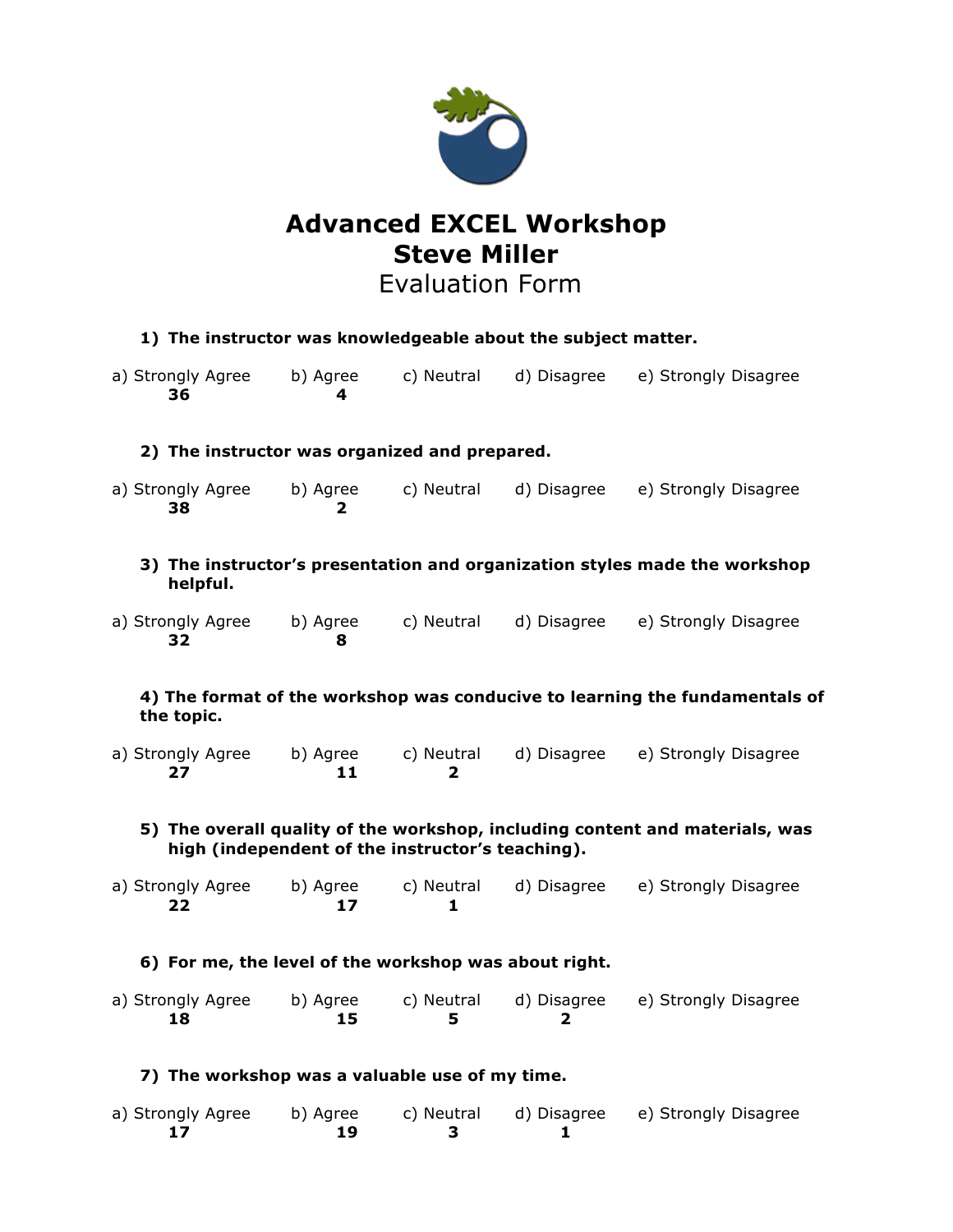# Advanced EXCEL Workshop
# Steve Miller
## Evaluation Form

**1) The instructor was knowledgeable about the subject matter.**

| a) Strongly Agree | b) Agree | c) Neutral | d) Disagree | e) Strongly Disagree |
|---|---|---|---|---|
| **36** | **4** | | | |

**2) The instructor was organized and prepared.**

| a) Strongly Agree | b) Agree | c) Neutral | d) Disagree | e) Strongly Disagree |
|---|---|---|---|---|
| **38** | **2** | | | |

**3) The instructor's presentation and organization styles made the workshop helpful.**

| a) Strongly Agree | b) Agree | c) Neutral | d) Disagree | e) Strongly Disagree |
|---|---|---|---|---|
| **32** | **8** | | | |

**4) The format of the workshop was conducive to learning the fundamentals of the topic.**

| a) Strongly Agree | b) Agree | c) Neutral | d) Disagree | e) Strongly Disagree |
|---|---|---|---|---|
| **27** | **11** | **2** | | |

**5) The overall quality of the workshop, including content and materials, was high (independent of the instructor's teaching).**

| a) Strongly Agree | b) Agree | c) Neutral | d) Disagree | e) Strongly Disagree |
|---|---|---|---|---|
| **22** | **17** | **1** | | |

**6) For me, the level of the workshop was about right.**

| a) Strongly Agree | b) Agree | c) Neutral | d) Disagree | e) Strongly Disagree |
|---|---|---|---|---|
| **18** | **15** | **5** | **2** | |

**7) The workshop was a valuable use of my time.**

| a) Strongly Agree | b) Agree | c) Neutral | d) Disagree | e) Strongly Disagree |
|---|---|---|---|---|
| **17** | **19** | **3** | **1** | |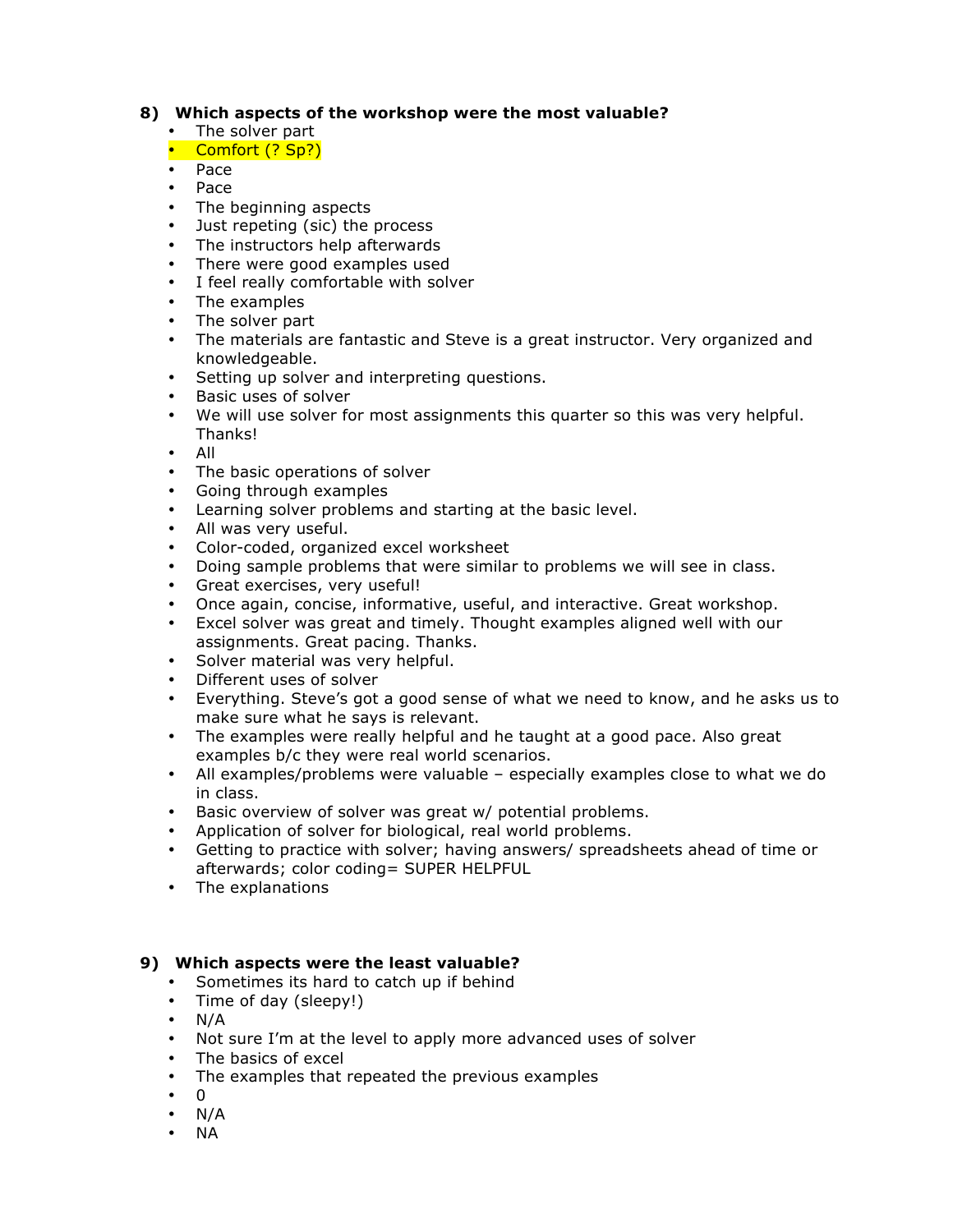**8) Which aspects of the workshop were the most valuable?**

- The solver part
- Comfort (? Sp?)
- Pace
- Pace
- The beginning aspects
- Just repeting (sic) the process
- The instructors help afterwards
- There were good examples used
- I feel really comfortable with solver
- The examples
- The solver part
- The materials are fantastic and Steve is a great instructor. Very organized and knowledgeable.
- Setting up solver and interpreting questions.
- Basic uses of solver
- We will use solver for most assignments this quarter so this was very helpful. Thanks!
- All
- The basic operations of solver
- Going through examples
- Learning solver problems and starting at the basic level.
- All was very useful.
- Color-coded, organized excel worksheet
- Doing sample problems that were similar to problems we will see in class.
- Great exercises, very useful!
- Once again, concise, informative, useful, and interactive. Great workshop.
- Excel solver was great and timely. Thought examples aligned well with our assignments. Great pacing. Thanks.
- Solver material was very helpful.
- Different uses of solver
- Everything. Steve's got a good sense of what we need to know, and he asks us to make sure what he says is relevant.
- The examples were really helpful and he taught at a good pace. Also great examples b/c they were real world scenarios.
- All examples/problems were valuable – especially examples close to what we do in class.
- Basic overview of solver was great w/ potential problems.
- Application of solver for biological, real world problems.
- Getting to practice with solver; having answers/ spreadsheets ahead of time or afterwards; color coding= SUPER HELPFUL
- The explanations

**9) Which aspects were the least valuable?**

- Sometimes its hard to catch up if behind
- Time of day (sleepy!)
- N/A
- Not sure I'm at the level to apply more advanced uses of solver
- The basics of excel
- The examples that repeated the previous examples
- 0
- N/A
- NA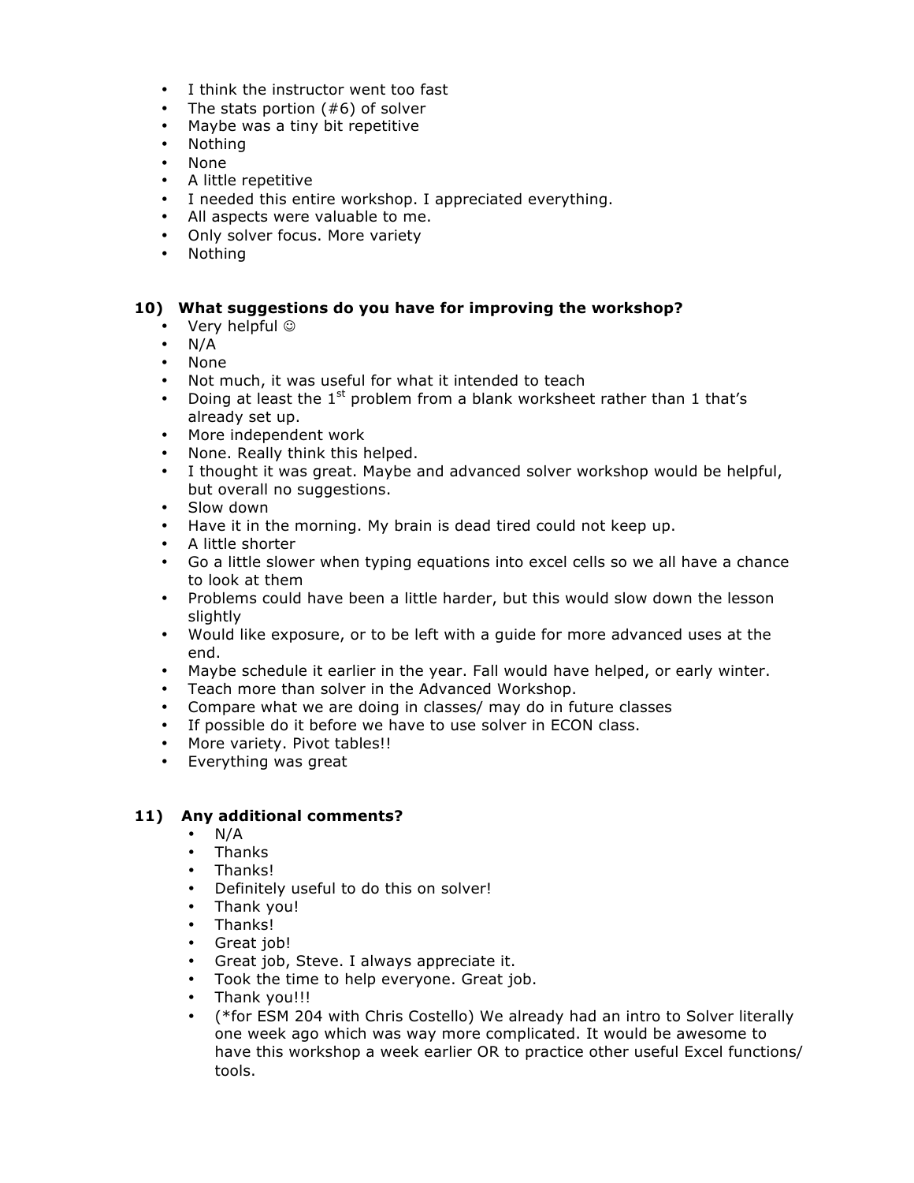- I think the instructor went too fast
- The stats portion (#6) of solver
- Maybe was a tiny bit repetitive
- Nothing
- None
- A little repetitive
- I needed this entire workshop. I appreciated everything.
- All aspects were valuable to me.
- Only solver focus. More variety
- Nothing

**10) What suggestions do you have for improving the workshop?**

- Very helpful ☺
- N/A
- None
- Not much, it was useful for what it intended to teach
- Doing at least the 1st problem from a blank worksheet rather than 1 that's already set up.
- More independent work
- None. Really think this helped.
- I thought it was great. Maybe and advanced solver workshop would be helpful, but overall no suggestions.
- Slow down
- Have it in the morning. My brain is dead tired could not keep up.
- A little shorter
- Go a little slower when typing equations into excel cells so we all have a chance to look at them
- Problems could have been a little harder, but this would slow down the lesson slightly
- Would like exposure, or to be left with a guide for more advanced uses at the end.
- Maybe schedule it earlier in the year. Fall would have helped, or early winter.
- Teach more than solver in the Advanced Workshop.
- Compare what we are doing in classes/ may do in future classes
- If possible do it before we have to use solver in ECON class.
- More variety. Pivot tables!!
- Everything was great

**11) Any additional comments?**

- N/A
- Thanks
- Thanks!
- Definitely useful to do this on solver!
- Thank you!
- Thanks!
- Great job!
- Great job, Steve. I always appreciate it.
- Took the time to help everyone. Great job.
- Thank you!!!
- (*for ESM 204 with Chris Costello) We already had an intro to Solver literally one week ago which was way more complicated. It would be awesome to have this workshop a week earlier OR to practice other useful Excel functions/ tools.